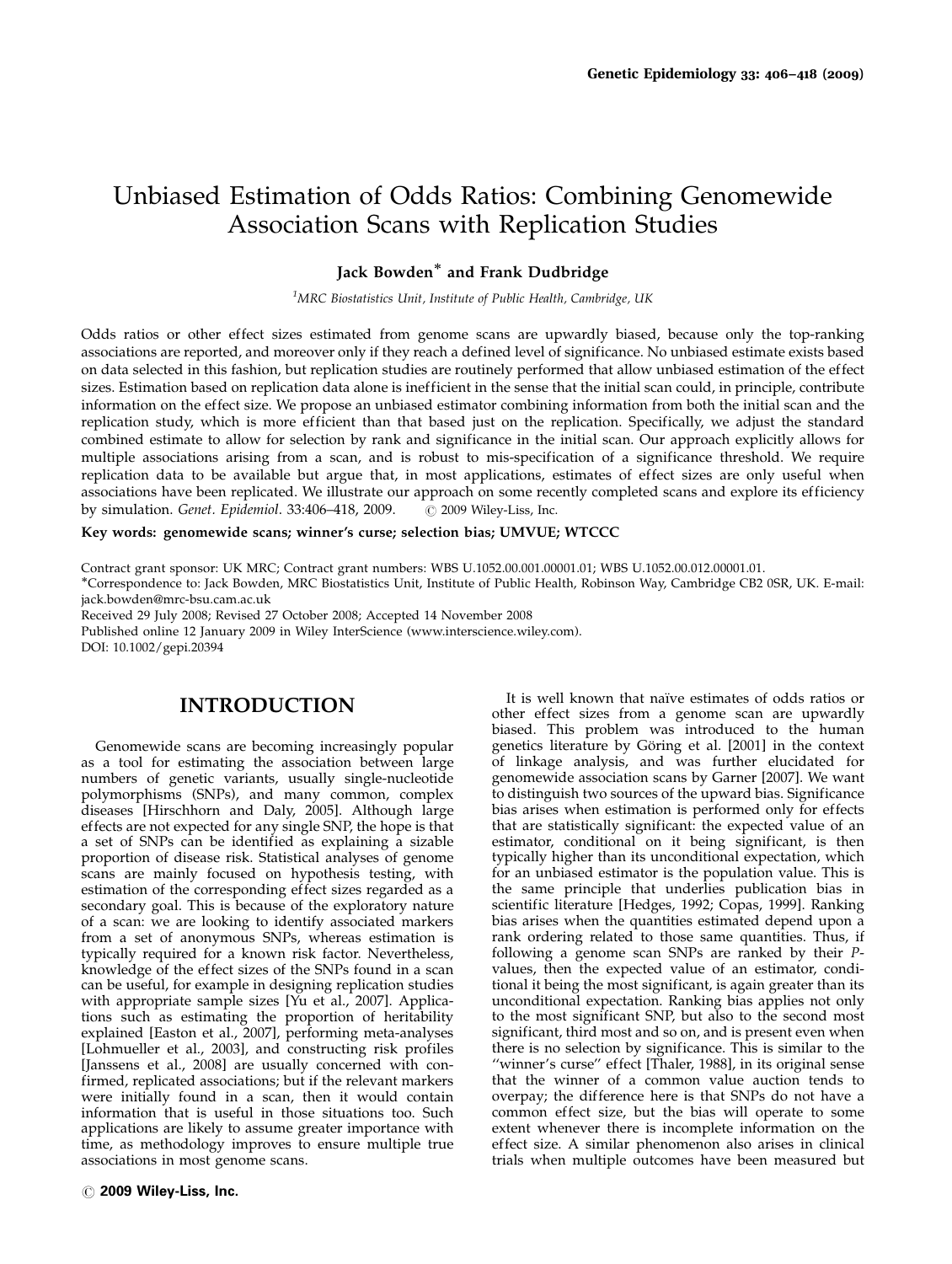# Unbiased Estimation of Odds Ratios: Combining Genomewide Association Scans with Replication Studies

**Jack Bowden*** **and Frank Dudbridge**

[1]MRC Biostatistics Unit, Institute of Public Health, Cambridge, UK

Odds ratios or other effect sizes estimated from genome scans are upwardly biased, because only the top-ranking associations are reported, and moreover only if they reach a defined level of significance. No unbiased estimate exists based on data selected in this fashion, but replication studies are routinely performed that allow unbiased estimation of the effect sizes. Estimation based on replication data alone is inefficient in the sense that the initial scan could, in principle, contribute information on the effect size. We propose an unbiased estimator combining information from both the initial scan and the replication study, which is more efficient than that based just on the replication. Specifically, we adjust the standard combined estimate to allow for selection by rank and significance in the initial scan. Our approach explicitly allows for multiple associations arising from a scan, and is robust to mis-specification of a significance threshold. We require replication data to be available but argue that, in most applications, estimates of effect sizes are only useful when associations have been replicated. We illustrate our approach on some recently completed scans and explore its efficiency by simulation. *Genet. Epidemiol*. 33:406–418, 2009. © 2009 Wiley-Liss, Inc.

**Key words: genomewide scans; winner's curse; selection bias; UMVUE; WTCCC**

Contract grant sponsor: UK MRC; Contract grant numbers: WBS U.1052.00.001.00001.01; WBS U.1052.00.012.00001.01.

*Correspondence to: Jack Bowden, MRC Biostatistics Unit, Institute of Public Health, Robinson Way, Cambridge CB2 0SR, UK. E-mail: jack.bowden@mrc-bsu.cam.ac.uk

Received 29 July 2008; Revised 27 October 2008; Accepted 14 November 2008

Published online 12 January 2009 in Wiley InterScience (www.interscience.wiley.com).

DOI: 10.1002/gepi.20394

## INTRODUCTION

Genomewide scans are becoming increasingly popular as a tool for estimating the association between large numbers of genetic variants, usually single-nucleotide polymorphisms (SNPs), and many common, complex diseases [Hirschhorn and Daly, 2005]. Although large effects are not expected for any single SNP, the hope is that a set of SNPs can be identified as explaining a sizable proportion of disease risk. Statistical analyses of genome scans are mainly focused on hypothesis testing, with estimation of the corresponding effect sizes regarded as a secondary goal. This is because of the exploratory nature of a scan: we are looking to identify associated markers from a set of anonymous SNPs, whereas estimation is typically required for a known risk factor. Nevertheless, knowledge of the effect sizes of the SNPs found in a scan can be useful, for example in designing replication studies with appropriate sample sizes [Yu et al., 2007]. Applications such as estimating the proportion of heritability explained [Easton et al., 2007], performing meta-analyses [Lohmueller et al., 2003], and constructing risk profiles [Janssens et al., 2008] are usually concerned with confirmed, replicated associations; but if the relevant markers were initially found in a scan, then it would contain information that is useful in those situations too. Such applications are likely to assume greater importance with time, as methodology improves to ensure multiple true associations in most genome scans.

It is well known that naïve estimates of odds ratios or other effect sizes from a genome scan are upwardly biased. This problem was introduced to the human genetics literature by Göring et al. [2001] in the context of linkage analysis, and was further elucidated for genomewide association scans by Garner [2007]. We want to distinguish two sources of the upward bias. Significance bias arises when estimation is performed only for effects that are statistically significant: the expected value of an estimator, conditional on it being significant, is then typically higher than its unconditional expectation, which for an unbiased estimator is the population value. This is the same principle that underlies publication bias in scientific literature [Hedges, 1992; Copas, 1999]. Ranking bias arises when the quantities estimated depend upon a rank ordering related to those same quantities. Thus, if following a genome scan SNPs are ranked by their *P*-values, then the expected value of an estimator, conditional it being the most significant, is again greater than its unconditional expectation. Ranking bias applies not only to the most significant SNP, but also to the second most significant, third most and so on, and is present even when there is no selection by significance. This is similar to the "winner's curse" effect [Thaler, 1988], in its original sense that the winner of a common value auction tends to overpay; the difference here is that SNPs do not have a common effect size, but the bias will operate to some extent whenever there is incomplete information on the effect size. A similar phenomenon also arises in clinical trials when multiple outcomes have been measured but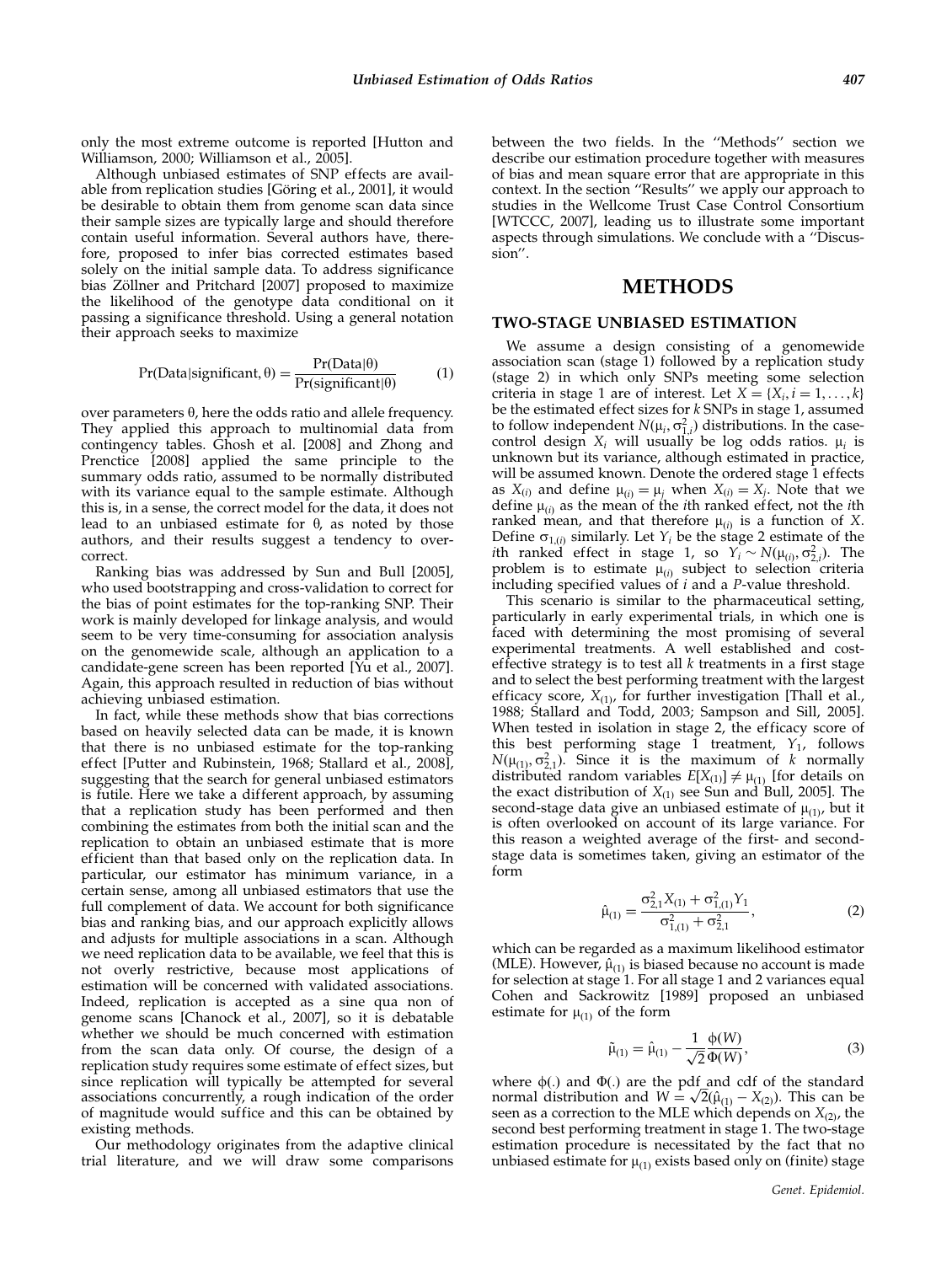only the most extreme outcome is reported [Hutton and Williamson, 2000; Williamson et al., 2005].

Although unbiased estimates of SNP effects are available from replication studies [Göring et al., 2001], it would be desirable to obtain them from genome scan data since their sample sizes are typically large and should therefore contain useful information. Several authors have, therefore, proposed to infer bias corrected estimates based solely on the initial sample data. To address significance bias Zöllner and Pritchard [2007] proposed to maximize the likelihood of the genotype data conditional on it passing a significance threshold. Using a general notation their approach seeks to maximize

$$\Pr(\text{Data}|\text{significant}, \theta) = \frac{\Pr(\text{Data}|\theta)}{\Pr(\text{significant}|\theta)} \tag{1}$$

over parameters $\theta$, here the odds ratio and allele frequency. They applied this approach to multinomial data from contingency tables. Ghosh et al. [2008] and Zhong and Prenctice [2008] applied the same principle to the summary odds ratio, assumed to be normally distributed with its variance equal to the sample estimate. Although this is, in a sense, the correct model for the data, it does not lead to an unbiased estimate for $\theta$, as noted by those authors, and their results suggest a tendency to overcorrect.

Ranking bias was addressed by Sun and Bull [2005], who used bootstrapping and cross-validation to correct for the bias of point estimates for the top-ranking SNP. Their work is mainly developed for linkage analysis, and would seem to be very time-consuming for association analysis on the genomewide scale, although an application to a candidate-gene screen has been reported [Yu et al., 2007]. Again, this approach resulted in reduction of bias without achieving unbiased estimation.

In fact, while these methods show that bias corrections based on heavily selected data can be made, it is known that there is no unbiased estimate for the top-ranking effect [Putter and Rubinstein, 1968; Stallard et al., 2008], suggesting that the search for general unbiased estimators is futile. Here we take a different approach, by assuming that a replication study has been performed and then combining the estimates from both the initial scan and the replication to obtain an unbiased estimate that is more efficient than that based only on the replication data. In particular, our estimator has minimum variance, in a certain sense, among all unbiased estimators that use the full complement of data. We account for both significance bias and ranking bias, and our approach explicitly allows and adjusts for multiple associations in a scan. Although we need replication data to be available, we feel that this is not overly restrictive, because most applications of estimation will be concerned with validated associations. Indeed, replication is accepted as a sine qua non of genome scans [Chanock et al., 2007], so it is debatable whether we should be much concerned with estimation from the scan data only. Of course, the design of a replication study requires some estimate of effect sizes, but since replication will typically be attempted for several associations concurrently, a rough indication of the order of magnitude would suffice and this can be obtained by existing methods.

Our methodology originates from the adaptive clinical trial literature, and we will draw some comparisons between the two fields. In the "Methods" section we describe our estimation procedure together with measures of bias and mean square error that are appropriate in this context. In the section "Results" we apply our approach to studies in the Wellcome Trust Case Control Consortium [WTCCC, 2007], leading us to illustrate some important aspects through simulations. We conclude with a "Discussion".

## METHODS

### TWO-STAGE UNBIASED ESTIMATION

We assume a design consisting of a genomewide association scan (stage 1) followed by a replication study (stage 2) in which only SNPs meeting some selection criteria in stage 1 are of interest. Let $X = \{X_i, i = 1, \ldots, k\}$ be the estimated effect sizes for $k$ SNPs in stage 1, assumed to follow independent $N(\mu_i, \sigma^2_{1,i})$ distributions. In the case-control design $X_i$ will usually be log odds ratios. $\mu_i$ is unknown but its variance, although estimated in practice, will be assumed known. Denote the ordered stage 1 effects as $X_{(i)}$ and define $\mu_{(i)} = \mu_j$ when $X_{(i)} = X_j$. Note that we define $\mu_{(i)}$ as the mean of the $i$th ranked effect, not the $i$th ranked mean, and that therefore $\mu_{(i)}$ is a function of $X$. Define $\sigma_{1,(i)}$ similarly. Let $Y_i$ be the stage 2 estimate of the $i$th ranked effect in stage 1, so $Y_i \sim N(\mu_{(i)}, \sigma^2_{2,i})$. The problem is to estimate $\mu_{(i)}$ subject to selection criteria including specified values of $i$ and a $P$-value threshold.

This scenario is similar to the pharmaceutical setting, particularly in early experimental trials, in which one is faced with determining the most promising of several experimental treatments. A well established and cost-effective strategy is to test all $k$ treatments in a first stage and to select the best performing treatment with the largest efficacy score, $X_{(1)}$, for further investigation [Thall et al., 1988; Stallard and Todd, 2003; Sampson and Sill, 2005]. When tested in isolation in stage 2, the efficacy score of this best performing stage 1 treatment, $Y_1$, follows $N(\mu_{(1)}, \sigma^2_{2,1})$. Since it is the maximum of $k$ normally distributed random variables $E[X_{(1)}] \neq \mu_{(1)}$ [for details on the exact distribution of $X_{(1)}$ see Sun and Bull, 2005]. The second-stage data give an unbiased estimate of $\mu_{(1)}$, but it is often overlooked on account of its large variance. For this reason a weighted average of the first- and second-stage data is sometimes taken, giving an estimator of the form

$$\hat{\mu}_{(1)} = \frac{\sigma^2_{2,1} X_{(1)} + \sigma^2_{1,(1)} Y_1}{\sigma^2_{1,(1)} + \sigma^2_{2,1}}, \tag{2}$$

which can be regarded as a maximum likelihood estimator (MLE). However, $\hat{\mu}_{(1)}$ is biased because no account is made for selection at stage 1. For all stage 1 and 2 variances equal Cohen and Sackrowitz [1989] proposed an unbiased estimate for $\mu_{(1)}$ of the form

$$\tilde{\mu}_{(1)} = \hat{\mu}_{(1)} - \frac{1}{\sqrt{2}} \frac{\phi(W)}{\Phi(W)}, \tag{3}$$

where $\phi(.)$ and $\Phi(.)$ are the pdf and cdf of the standard normal distribution and $W = \sqrt{2}(\hat{\mu}_{(1)} - X_{(2)})$. This can be seen as a correction to the MLE which depends on $X_{(2)}$, the second best performing treatment in stage 1. The two-stage estimation procedure is necessitated by the fact that no unbiased estimate for $\mu_{(1)}$ exists based only on (finite) stage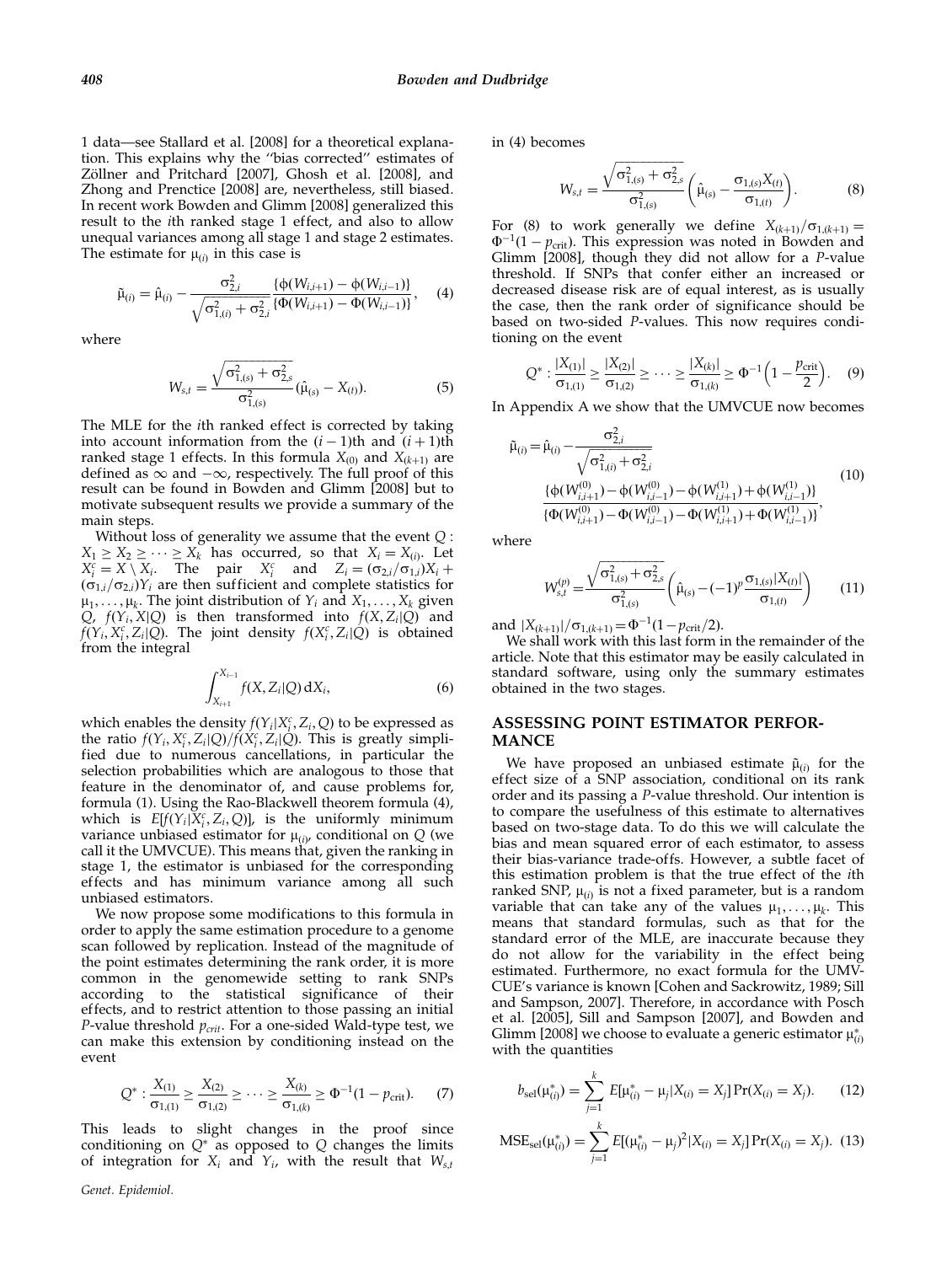1 data—see Stallard et al. [2008] for a theoretical explanation. This explains why the "bias corrected" estimates of Zöllner and Pritchard [2007], Ghosh et al. [2008], and Zhong and Prenctice [2008] are, nevertheless, still biased. In recent work Bowden and Glimm [2008] generalized this result to the $i$th ranked stage 1 effect, and also to allow unequal variances among all stage 1 and stage 2 estimates. The estimate for $\mu_{(i)}$ in this case is

$$\tilde{\mu}_{(i)} = \hat{\mu}_{(i)} - \frac{\sigma_{2,i}^2}{\sqrt{\sigma_{1,(i)}^2 + \sigma_{2,i}^2}} \frac{\{\phi(W_{i,i+1}) - \phi(W_{i,i-1})\}}{\{\Phi(W_{i,i+1}) - \Phi(W_{i,i-1})\}}, \quad (4)$$

where

$$W_{s,t} = \frac{\sqrt{\sigma_{1,(s)}^2 + \sigma_{2,s}^2}}{\sigma_{1,(s)}^2} (\hat{\mu}_{(s)} - X_{(t)}). \quad (5)$$

The MLE for the $i$th ranked effect is corrected by taking into account information from the $(i-1)$th and $(i+1)$th ranked stage 1 effects. In this formula $X_{(0)}$ and $X_{(k+1)}$ are defined as $\infty$ and $-\infty$, respectively. The full proof of this result can be found in Bowden and Glimm [2008] but to motivate subsequent results we provide a summary of the main steps.

Without loss of generality we assume that the event $Q: X_1 \geq X_2 \geq \cdots \geq X_k$ has occurred, so that $X_i = X_{(i)}$. Let $X_i^c = X \setminus X_i$. The pair $X_i^c$ and $Z_i = (\sigma_{2,i}/\sigma_{1,i})X_i + (\sigma_{1,i}/\sigma_{2,i})Y_i$ are then sufficient and complete statistics for $\mu_1, \ldots, \mu_k$. The joint distribution of $Y_i$ and $X_1, \ldots, X_k$ given $Q$, $f(Y_i, X|Q)$ is then transformed into $f(X, Z_i|Q)$ and $f(Y_i, X_i^c, Z_i|Q)$. The joint density $f(X_i^c, Z_i|Q)$ is obtained from the integral

$$\int_{X_{i+1}}^{X_{i-1}} f(X, Z_i|Q)\, \mathrm{d}X_i, \quad (6)$$

which enables the density $f(Y_i|X_i^c, Z_i, Q)$ to be expressed as the ratio $f(Y_i, X_i^c, Z_i|Q)/f(X_i^c, Z_i|Q)$. This is greatly simplified due to numerous cancellations, in particular the selection probabilities which are analogous to those that feature in the denominator of, and cause problems for, formula (1). Using the Rao-Blackwell theorem formula (4), which is $E[f(Y_i|X_i^c, Z_i, Q)]$, is the uniformly minimum variance unbiased estimator for $\mu_{(i)}$, conditional on $Q$ (we call it the UMVCUE). This means that, given the ranking in stage 1, the estimator is unbiased for the corresponding effects and has minimum variance among all such unbiased estimators.

We now propose some modifications to this formula in order to apply the same estimation procedure to a genome scan followed by replication. Instead of the magnitude of the point estimates determining the rank order, it is more common in the genomewide setting to rank SNPs according to the statistical significance of their effects, and to restrict attention to those passing an initial $P$-value threshold $p_{crit}$. For a one-sided Wald-type test, we can make this extension by conditioning instead on the event

$$Q^*: \frac{X_{(1)}}{\sigma_{1,(1)}} \geq \frac{X_{(2)}}{\sigma_{1,(2)}} \geq \cdots \geq \frac{X_{(k)}}{\sigma_{1,(k)}} \geq \Phi^{-1}(1 - p_{\text{crit}}). \quad (7)$$

This leads to slight changes in the proof since conditioning on $Q^*$ as opposed to $Q$ changes the limits of integration for $X_i$ and $Y_i$, with the result that $W_{s,t}$ in (4) becomes

$$W_{s,t} = \frac{\sqrt{\sigma_{1,(s)}^2 + \sigma_{2,s}^2}}{\sigma_{1,(s)}^2} \left( \hat{\mu}_{(s)} - \frac{\sigma_{1,(s)} X_{(t)}}{\sigma_{1,(t)}} \right). \quad (8)$$

For (8) to work generally we define $X_{(k+1)}/\sigma_{1,(k+1)} = \Phi^{-1}(1 - p_{\text{crit}})$. This expression was noted in Bowden and Glimm [2008], though they did not allow for a $P$-value threshold. If SNPs that confer either an increased or decreased disease risk are of equal interest, as is usually the case, then the rank order of significance should be based on two-sided $P$-values. This now requires conditioning on the event

$$Q^*: \frac{|X_{(1)}|}{\sigma_{1,(1)}} \geq \frac{|X_{(2)}|}{\sigma_{1,(2)}} \geq \cdots \geq \frac{|X_{(k)}|}{\sigma_{1,(k)}} \geq \Phi^{-1}\left(1 - \frac{p_{\text{crit}}}{2}\right). \quad (9)$$

In Appendix A we show that the UMVCUE now becomes

$$\tilde{\mu}_{(i)} = \hat{\mu}_{(i)} - \frac{\sigma_{2,i}^2}{\sqrt{\sigma_{1,(i)}^2 + \sigma_{2,i}^2}} \frac{\{\phi(W_{i,i+1}^{(0)}) - \phi(W_{i,i-1}^{(0)}) - \phi(W_{i,i+1}^{(1)}) + \phi(W_{i,i-1}^{(1)})\}}{\{\Phi(W_{i,i+1}^{(0)}) - \Phi(W_{i,i-1}^{(0)}) - \Phi(W_{i,i+1}^{(1)}) + \Phi(W_{i,i-1}^{(1)})\}}, \quad (10)$$

where

$$W_{s,t}^{(p)} = \frac{\sqrt{\sigma_{1,(s)}^2 + \sigma_{2,s}^2}}{\sigma_{1,(s)}^2} \left( \hat{\mu}_{(s)} - (-1)^p \frac{\sigma_{1,(s)} |X_{(t)}|}{\sigma_{1,(t)}} \right) \quad (11)$$

and $|X_{(k+1)}|/\sigma_{1,(k+1)} = \Phi^{-1}(1 - p_{\text{crit}}/2)$.

We shall work with this last form in the remainder of the article. Note that this estimator may be easily calculated in standard software, using only the summary estimates obtained in the two stages.

## ASSESSING POINT ESTIMATOR PERFORMANCE

We have proposed an unbiased estimate $\tilde{\mu}_{(i)}$ for the effect size of a SNP association, conditional on its rank order and its passing a $P$-value threshold. Our intention is to compare the usefulness of this estimate to alternatives based on two-stage data. To do this we will calculate the bias and mean squared error of each estimator, to assess their bias-variance trade-offs. However, a subtle facet of this estimation problem is that the true effect of the $i$th ranked SNP, $\mu_{(i)}$ is not a fixed parameter, but is a random variable that can take any of the values $\mu_1, \ldots, \mu_k$. This means that standard formulas, such as that for the standard error of the MLE, are inaccurate because they do not allow for the variability in the effect being estimated. Furthermore, no exact formula for the UMVCUE's variance is known [Cohen and Sackrowitz, 1989; Sill and Sampson, 2007]. Therefore, in accordance with Posch et al. [2005], Sill and Sampson [2007], and Bowden and Glimm [2008] we choose to evaluate a generic estimator $\mu_{(i)}^*$ with the quantities

$$b_{\text{sel}}(\mu_{(i)}^*) = \sum_{j=1}^{k} E[\mu_{(i)}^* - \mu_j | X_{(i)} = X_j] \Pr(X_{(i)} = X_j). \quad (12)$$

$$\text{MSE}_{\text{sel}}(\mu_{(i)}^*) = \sum_{j=1}^{k} E[(\mu_{(i)}^* - \mu_j)^2 | X_{(i)} = X_j] \Pr(X_{(i)} = X_j). \quad (13)$$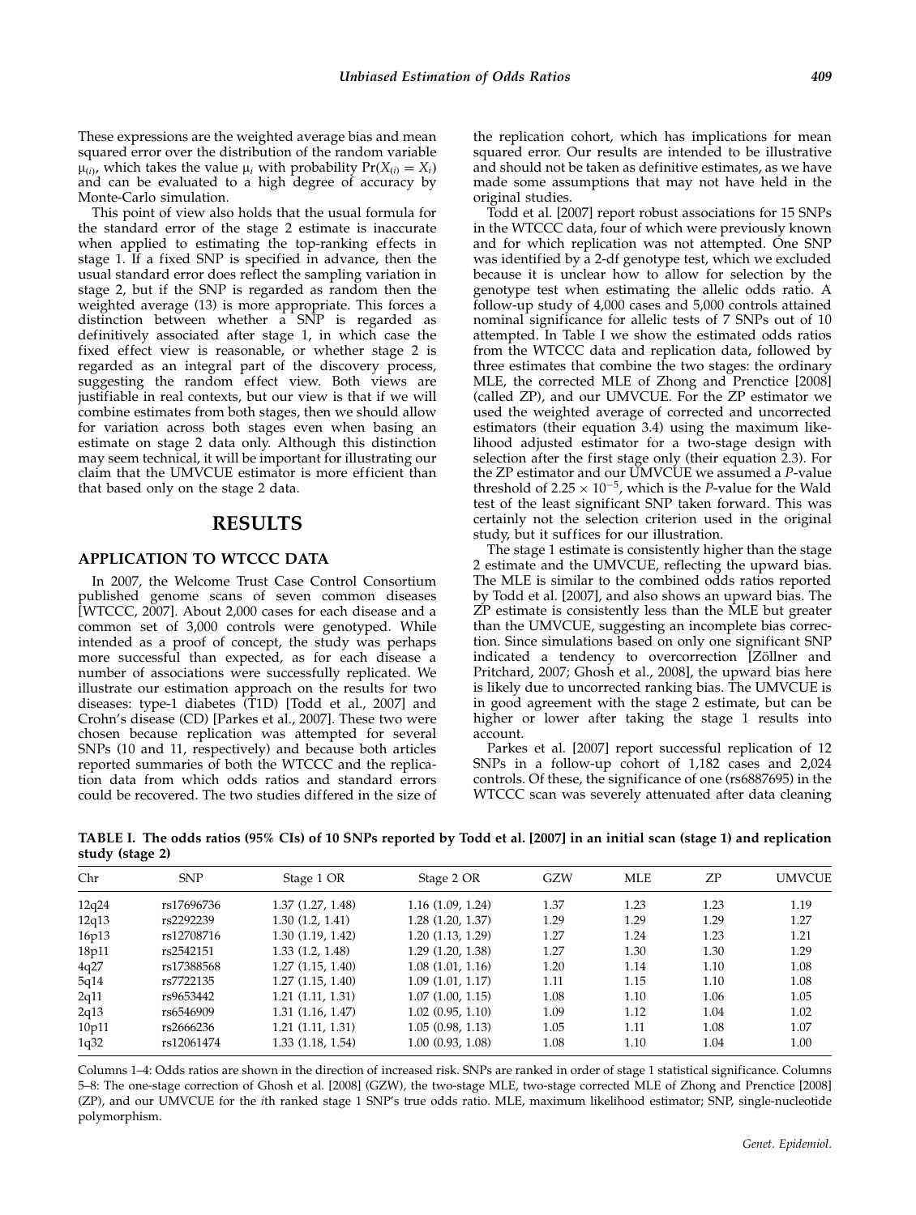These expressions are the weighted average bias and mean squared error over the distribution of the random variable $\mu_{(i)}$, which takes the value $\mu_i$ with probability $\Pr(X_{(i)} = X_i)$ and can be evaluated to a high degree of accuracy by Monte-Carlo simulation.

This point of view also holds that the usual formula for the standard error of the stage 2 estimate is inaccurate when applied to estimating the top-ranking effects in stage 1. If a fixed SNP is specified in advance, then the usual standard error does reflect the sampling variation in stage 2, but if the SNP is regarded as random then the weighted average (13) is more appropriate. This forces a distinction between whether a SNP is regarded as definitively associated after stage 1, in which case the fixed effect view is reasonable, or whether stage 2 is regarded as an integral part of the discovery process, suggesting the random effect view. Both views are justifiable in real contexts, but our view is that if we will combine estimates from both stages, then we should allow for variation across both stages even when basing an estimate on stage 2 data only. Although this distinction may seem technical, it will be important for illustrating our claim that the UMVCUE estimator is more efficient than that based only on the stage 2 data.

# RESULTS

## APPLICATION TO WTCCC DATA

In 2007, the Welcome Trust Case Control Consortium published genome scans of seven common diseases [WTCCC, 2007]. About 2,000 cases for each disease and a common set of 3,000 controls were genotyped. While intended as a proof of concept, the study was perhaps more successful than expected, as for each disease a number of associations were successfully replicated. We illustrate our estimation approach on the results for two diseases: type-1 diabetes (T1D) [Todd et al., 2007] and Crohn's disease (CD) [Parkes et al., 2007]. These two were chosen because replication was attempted for several SNPs (10 and 11, respectively) and because both articles reported summaries of both the WTCCC and the replication data from which odds ratios and standard errors could be recovered. The two studies differed in the size of the replication cohort, which has implications for mean squared error. Our results are intended to be illustrative and should not be taken as definitive estimates, as we have made some assumptions that may not have held in the original studies.

Todd et al. [2007] report robust associations for 15 SNPs in the WTCCC data, four of which were previously known and for which replication was not attempted. One SNP was identified by a 2-df genotype test, which we excluded because it is unclear how to allow for selection by the genotype test when estimating the allelic odds ratio. A follow-up study of 4,000 cases and 5,000 controls attained nominal significance for allelic tests of 7 SNPs out of 10 attempted. In Table I we show the estimated odds ratios from the WTCCC data and replication data, followed by three estimates that combine the two stages: the ordinary MLE, the corrected MLE of Zhong and Prenctice [2008] (called ZP), and our UMVCUE. For the ZP estimator we used the weighted average of corrected and uncorrected estimators (their equation 3.4) using the maximum likelihood adjusted estimator for a two-stage design with selection after the first stage only (their equation 2.3). For the ZP estimator and our UMVCUE we assumed a *P*-value threshold of $2.25 \times 10^{-5}$, which is the *P*-value for the Wald test of the least significant SNP taken forward. This was certainly not the selection criterion used in the original study, but it suffices for our illustration.

The stage 1 estimate is consistently higher than the stage 2 estimate and the UMVCUE, reflecting the upward bias. The MLE is similar to the combined odds ratios reported by Todd et al. [2007], and also shows an upward bias. The ZP estimate is consistently less than the MLE but greater than the UMVCUE, suggesting an incomplete bias correction. Since simulations based on only one significant SNP indicated a tendency to overcorrection [Zöllner and Pritchard, 2007; Ghosh et al., 2008], the upward bias here is likely due to uncorrected ranking bias. The UMVCUE is in good agreement with the stage 2 estimate, but can be higher or lower after taking the stage 1 results into account.

Parkes et al. [2007] report successful replication of 12 SNPs in a follow-up cohort of 1,182 cases and 2,024 controls. Of these, the significance of one (rs6887695) in the WTCCC scan was severely attenuated after data cleaning

**TABLE I. The odds ratios (95% CIs) of 10 SNPs reported by Todd et al. [2007] in an initial scan (stage 1) and replication study (stage 2)**

| Chr | SNP | Stage 1 OR | Stage 2 OR | GZW | MLE | ZP | UMVCUE |
|---|---|---|---|---|---|---|---|
| 12q24 | rs17696736 | 1.37 (1.27, 1.48) | 1.16 (1.09, 1.24) | 1.37 | 1.23 | 1.23 | 1.19 |
| 12q13 | rs2292239 | 1.30 (1.2, 1.41) | 1.28 (1.20, 1.37) | 1.29 | 1.29 | 1.29 | 1.27 |
| 16p13 | rs12708716 | 1.30 (1.19, 1.42) | 1.20 (1.13, 1.29) | 1.27 | 1.24 | 1.23 | 1.21 |
| 18p11 | rs2542151 | 1.33 (1.2, 1.48) | 1.29 (1.20, 1.38) | 1.27 | 1.30 | 1.30 | 1.29 |
| 4q27 | rs17388568 | 1.27 (1.15, 1.40) | 1.08 (1.01, 1.16) | 1.20 | 1.14 | 1.10 | 1.08 |
| 5q14 | rs7722135 | 1.27 (1.15, 1.40) | 1.09 (1.01, 1.17) | 1.11 | 1.15 | 1.10 | 1.08 |
| 2q11 | rs9653442 | 1.21 (1.11, 1.31) | 1.07 (1.00, 1.15) | 1.08 | 1.10 | 1.06 | 1.05 |
| 2q13 | rs6546909 | 1.31 (1.16, 1.47) | 1.02 (0.95, 1.10) | 1.09 | 1.12 | 1.04 | 1.02 |
| 10p11 | rs2666236 | 1.21 (1.11, 1.31) | 1.05 (0.98, 1.13) | 1.05 | 1.11 | 1.08 | 1.07 |
| 1q32 | rs12061474 | 1.33 (1.18, 1.54) | 1.00 (0.93, 1.08) | 1.08 | 1.10 | 1.04 | 1.00 |

Columns 1–4: Odds ratios are shown in the direction of increased risk. SNPs are ranked in order of stage 1 statistical significance. Columns 5–8: The one-stage correction of Ghosh et al. [2008] (GZW), the two-stage MLE, two-stage corrected MLE of Zhong and Prenctice [2008] (ZP), and our UMVCUE for the *i*th ranked stage 1 SNP's true odds ratio. MLE, maximum likelihood estimator; SNP, single-nucleotide polymorphism.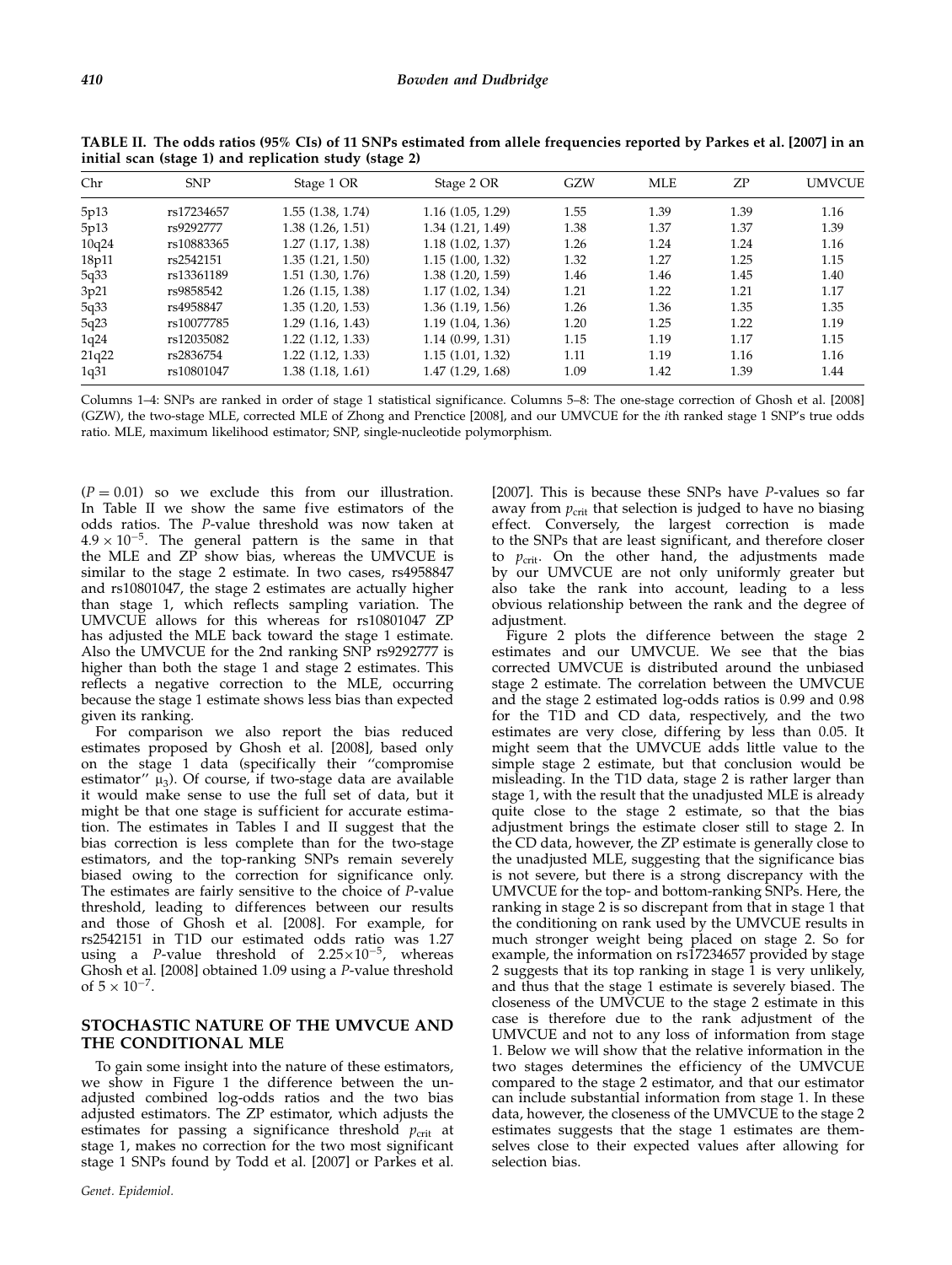**TABLE II. The odds ratios (95% CIs) of 11 SNPs estimated from allele frequencies reported by Parkes et al. [2007] in an initial scan (stage 1) and replication study (stage 2)**

| Chr | SNP | Stage 1 OR | Stage 2 OR | GZW | MLE | ZP | UMVCUE |
|---|---|---|---|---|---|---|---|
| 5p13 | rs17234657 | 1.55 (1.38, 1.74) | 1.16 (1.05, 1.29) | 1.55 | 1.39 | 1.39 | 1.16 |
| 5p13 | rs9292777 | 1.38 (1.26, 1.51) | 1.34 (1.21, 1.49) | 1.38 | 1.37 | 1.37 | 1.39 |
| 10q24 | rs10883365 | 1.27 (1.17, 1.38) | 1.18 (1.02, 1.37) | 1.26 | 1.24 | 1.24 | 1.16 |
| 18p11 | rs2542151 | 1.35 (1.21, 1.50) | 1.15 (1.00, 1.32) | 1.32 | 1.27 | 1.25 | 1.15 |
| 5q33 | rs13361189 | 1.51 (1.30, 1.76) | 1.38 (1.20, 1.59) | 1.46 | 1.46 | 1.45 | 1.40 |
| 3p21 | rs9858542 | 1.26 (1.15, 1.38) | 1.17 (1.02, 1.34) | 1.21 | 1.22 | 1.21 | 1.17 |
| 5q33 | rs4958847 | 1.35 (1.20, 1.53) | 1.36 (1.19, 1.56) | 1.26 | 1.36 | 1.35 | 1.35 |
| 5q23 | rs10077785 | 1.29 (1.16, 1.43) | 1.19 (1.04, 1.36) | 1.20 | 1.25 | 1.22 | 1.19 |
| 1q24 | rs12035082 | 1.22 (1.12, 1.33) | 1.14 (0.99, 1.31) | 1.15 | 1.19 | 1.17 | 1.15 |
| 21q22 | rs2836754 | 1.22 (1.12, 1.33) | 1.15 (1.01, 1.32) | 1.11 | 1.19 | 1.16 | 1.16 |
| 1q31 | rs10801047 | 1.38 (1.18, 1.61) | 1.47 (1.29, 1.68) | 1.09 | 1.42 | 1.39 | 1.44 |

Columns 1–4: SNPs are ranked in order of stage 1 statistical significance. Columns 5–8: The one-stage correction of Ghosh et al. [2008] (GZW), the two-stage MLE, corrected MLE of Zhong and Prenctice [2008], and our UMVCUE for the *i*th ranked stage 1 SNP's true odds ratio. MLE, maximum likelihood estimator; SNP, single-nucleotide polymorphism.

($P = 0.01$) so we exclude this from our illustration. In Table II we show the same five estimators of the odds ratios. The *P*-value threshold was now taken at $4.9 \times 10^{-5}$. The general pattern is the same in that the MLE and ZP show bias, whereas the UMVCUE is similar to the stage 2 estimate. In two cases, rs4958847 and rs10801047, the stage 2 estimates are actually higher than stage 1, which reflects sampling variation. The UMVCUE allows for this whereas for rs10801047 ZP has adjusted the MLE back toward the stage 1 estimate. Also the UMVCUE for the 2nd ranking SNP rs9292777 is higher than both the stage 1 and stage 2 estimates. This reflects a negative correction to the MLE, occurring because the stage 1 estimate shows less bias than expected given its ranking.

For comparison we also report the bias reduced estimates proposed by Ghosh et al. [2008], based only on the stage 1 data (specifically their "compromise estimator" $\mu_3$). Of course, if two-stage data are available it would make sense to use the full set of data, but it might be that one stage is sufficient for accurate estimation. The estimates in Tables I and II suggest that the bias correction is less complete than for the two-stage estimators, and the top-ranking SNPs remain severely biased owing to the correction for significance only. The estimates are fairly sensitive to the choice of *P*-value threshold, leading to differences between our results and those of Ghosh et al. [2008]. For example, for rs2542151 in T1D our estimated odds ratio was 1.27 using a *P*-value threshold of $2.25 \times 10^{-5}$, whereas Ghosh et al. [2008] obtained 1.09 using a *P*-value threshold of $5 \times 10^{-7}$.

## STOCHASTIC NATURE OF THE UMVCUE AND THE CONDITIONAL MLE

To gain some insight into the nature of these estimators, we show in Figure 1 the difference between the unadjusted combined log-odds ratios and the two bias adjusted estimators. The ZP estimator, which adjusts the estimates for passing a significance threshold $p_{\text{crit}}$ at stage 1, makes no correction for the two most significant stage 1 SNPs found by Todd et al. [2007] or Parkes et al. [2007]. This is because these SNPs have *P*-values so far away from $p_{\text{crit}}$ that selection is judged to have no biasing effect. Conversely, the largest correction is made to the SNPs that are least significant, and therefore closer to $p_{\text{crit}}$. On the other hand, the adjustments made by our UMVCUE are not only uniformly greater but also take the rank into account, leading to a less obvious relationship between the rank and the degree of adjustment.

Figure 2 plots the difference between the stage 2 estimates and our UMVCUE. We see that the bias corrected UMVCUE is distributed around the unbiased stage 2 estimate. The correlation between the UMVCUE and the stage 2 estimated log-odds ratios is 0.99 and 0.98 for the T1D and CD data, respectively, and the two estimates are very close, differing by less than 0.05. It might seem that the UMVCUE adds little value to the simple stage 2 estimate, but that conclusion would be misleading. In the T1D data, stage 2 is rather larger than stage 1, with the result that the unadjusted MLE is already quite close to the stage 2 estimate, so that the bias adjustment brings the estimate closer still to stage 2. In the CD data, however, the ZP estimate is generally close to the unadjusted MLE, suggesting that the significance bias is not severe, but there is a strong discrepancy with the UMVCUE for the top- and bottom-ranking SNPs. Here, the ranking in stage 2 is so discrepant from that in stage 1 that the conditioning on rank used by the UMVCUE results in much stronger weight being placed on stage 2. So for example, the information on rs17234657 provided by stage 2 suggests that its top ranking in stage 1 is very unlikely, and thus that the stage 1 estimate is severely biased. The closeness of the UMVCUE to the stage 2 estimate in this case is therefore due to the rank adjustment of the UMVCUE and not to any loss of information from stage 1. Below we will show that the relative information in the two stages determines the efficiency of the UMVCUE compared to the stage 2 estimator, and that our estimator can include substantial information from stage 1. In these data, however, the closeness of the UMVCUE to the stage 2 estimates suggests that the stage 1 estimates are themselves close to their expected values after allowing for selection bias.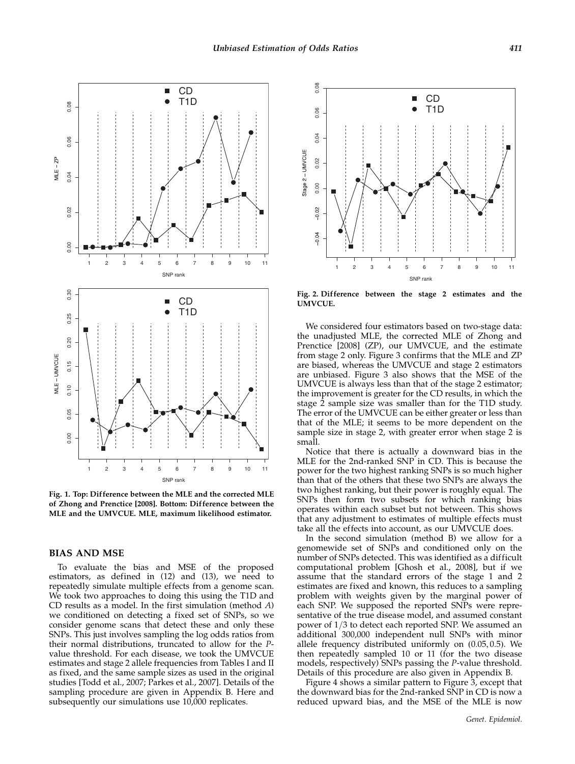Fig. 1. Top: Difference between the MLE and the corrected MLE of Zhong and Prenctice [2008]. Bottom: Difference between the MLE and the UMVCUE. MLE, maximum likelihood estimator.

Fig. 2. Difference between the stage 2 estimates and the UMVCUE.

## BIAS AND MSE

To evaluate the bias and MSE of the proposed estimators, as defined in (12) and (13), we need to repeatedly simulate multiple effects from a genome scan. We took two approaches to doing this using the T1D and CD results as a model. In the first simulation (method *A*) we conditioned on detecting a fixed set of SNPs, so we consider genome scans that detect these and only these SNPs. This just involves sampling the log odds ratios from their normal distributions, truncated to allow for the *P*-value threshold. For each disease, we took the UMVCUE estimates and stage 2 allele frequencies from Tables I and II as fixed, and the same sample sizes as used in the original studies [Todd et al., 2007; Parkes et al., 2007]. Details of the sampling procedure are given in Appendix B. Here and subsequently our simulations use 10,000 replicates.

We considered four estimators based on two-stage data: the unadjusted MLE, the corrected MLE of Zhong and Prenctice [2008] (ZP), our UMVCUE, and the estimate from stage 2 only. Figure 3 confirms that the MLE and ZP are biased, whereas the UMVCUE and stage 2 estimators are unbiased. Figure 3 also shows that the MSE of the UMVCUE is always less than that of the stage 2 estimator; the improvement is greater for the CD results, in which the stage 2 sample size was smaller than for the T1D study. The error of the UMVCUE can be either greater or less than that of the MLE; it seems to be more dependent on the sample size in stage 2, with greater error when stage 2 is small.

Notice that there is actually a downward bias in the MLE for the 2nd-ranked SNP in CD. This is because the power for the two highest ranking SNPs is so much higher than that of the others that these two SNPs are always the two highest ranking, but their power is roughly equal. The SNPs then form two subsets for which ranking bias operates within each subset but not between. This shows that any adjustment to estimates of multiple effects must take all the effects into account, as our UMVCUE does.

In the second simulation (method B) we allow for a genomewide set of SNPs and conditioned only on the number of SNPs detected. This was identified as a difficult computational problem [Ghosh et al., 2008], but if we assume that the standard errors of the stage 1 and 2 estimates are fixed and known, this reduces to a sampling problem with weights given by the marginal power of each SNP. We supposed the reported SNPs were representative of the true disease model, and assumed constant power of $1/3$ to detect each reported SNP. We assumed an additional 300,000 independent null SNPs with minor allele frequency distributed uniformly on $(0.05, 0.5)$. We then repeatedly sampled 10 or 11 (for the two disease models, respectively) SNPs passing the *P*-value threshold. Details of this procedure are also given in Appendix B.

Figure 4 shows a similar pattern to Figure 3, except that the downward bias for the 2nd-ranked SNP in CD is now a reduced upward bias, and the MSE of the MLE is now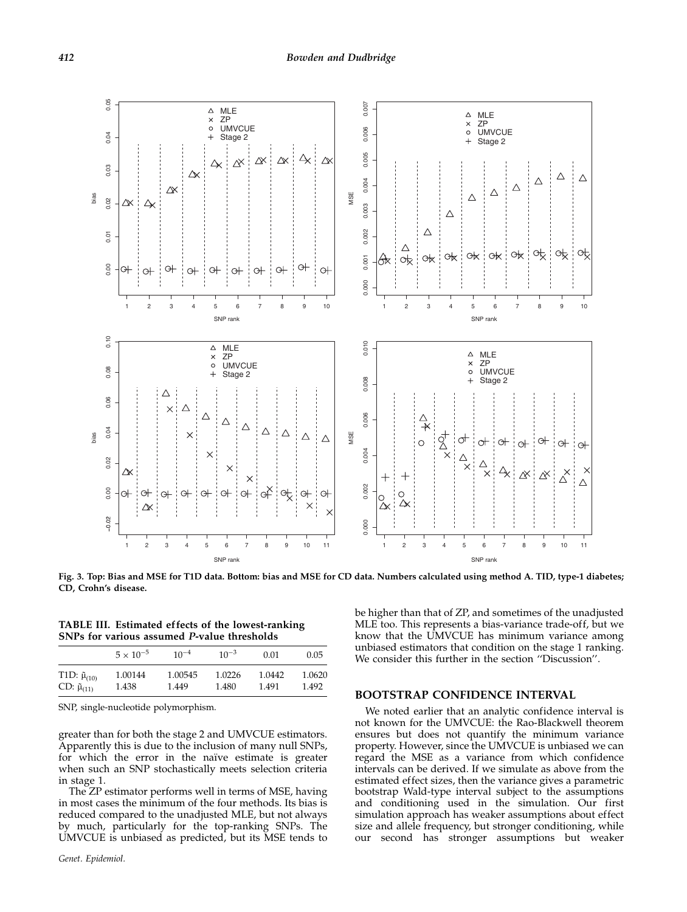Fig. 3. Top: Bias and MSE for T1D data. Bottom: bias and MSE for CD data. Numbers calculated using method A. TID, type-1 diabetes; CD, Crohn's disease.

**TABLE III. Estimated effects of the lowest-ranking SNPs for various assumed *P*-value thresholds**

| | $5\times10^{-5}$ | $10^{-4}$ | $10^{-3}$ | 0.01 | 0.05 |
|---|---|---|---|---|---|
| T1D: $\tilde{\mu}_{(10)}$ | 1.00144 | 1.00545 | 1.0226 | 1.0442 | 1.0620 |
| CD: $\tilde{\mu}_{(11)}$ | 1.438 | 1.449 | 1.480 | 1.491 | 1.492 |

SNP, single-nucleotide polymorphism.

greater than for both the stage 2 and UMVCUE estimators. Apparently this is due to the inclusion of many null SNPs, for which the error in the naïve estimate is greater when such an SNP stochastically meets selection criteria in stage 1.

The ZP estimator performs well in terms of MSE, having in most cases the minimum of the four methods. Its bias is reduced compared to the unadjusted MLE, but not always by much, particularly for the top-ranking SNPs. The UMVCUE is unbiased as predicted, but its MSE tends to be higher than that of ZP, and sometimes of the unadjusted MLE too. This represents a bias-variance trade-off, but we know that the UMVCUE has minimum variance among unbiased estimators that condition on the stage 1 ranking. We consider this further in the section "Discussion".

## BOOTSTRAP CONFIDENCE INTERVAL

We noted earlier that an analytic confidence interval is not known for the UMVCUE: the Rao-Blackwell theorem ensures but does not quantify the minimum variance property. However, since the UMVCUE is unbiased we can regard the MSE as a variance from which confidence intervals can be derived. If we simulate as above from the estimated effect sizes, then the variance gives a parametric bootstrap Wald-type interval subject to the assumptions and conditioning used in the simulation. Our first simulation approach has weaker assumptions about effect size and allele frequency, but stronger conditioning, while our second has stronger assumptions but weaker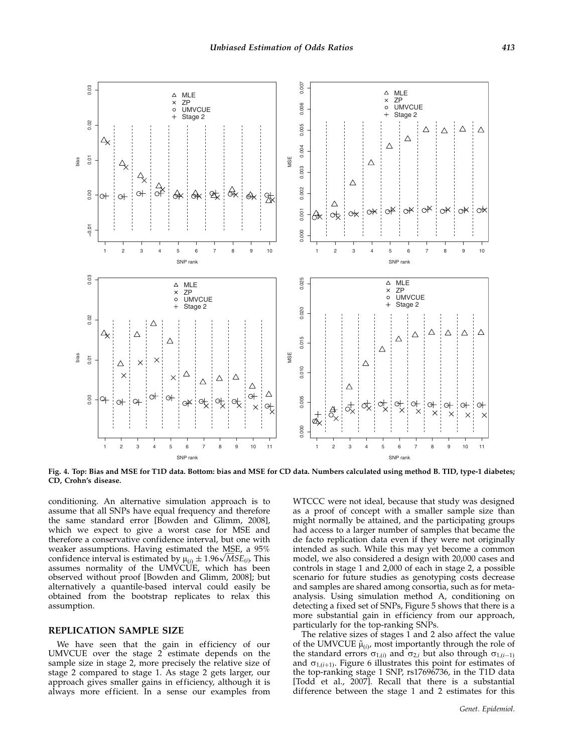Fig. 4. Top: Bias and MSE for T1D data. Bottom: bias and MSE for CD data. Numbers calculated using method B. TID, type-1 diabetes; CD, Crohn's disease.

conditioning. An alternative simulation approach is to assume that all SNPs have equal frequency and therefore the same standard error [Bowden and Glimm, 2008], which we expect to give a worst case for MSE and therefore a conservative confidence interval, but one with weaker assumptions. Having estimated the MSE, a 95% confidence interval is estimated by $\mu_{(i)} \pm 1.96\sqrt{MSE_{(i)}}$. This assumes normality of the UMVCUE, which has been observed without proof [Bowden and Glimm, 2008]; but alternatively a quantile-based interval could easily be obtained from the bootstrap replicates to relax this assumption.

## REPLICATION SAMPLE SIZE

We have seen that the gain in efficiency of our UMVCUE over the stage 2 estimate depends on the sample size in stage 2, more precisely the relative size of stage 2 compared to stage 1. As stage 2 gets larger, our approach gives smaller gains in efficiency, although it is always more efficient. In a sense our examples from WTCCC were not ideal, because that study was designed as a proof of concept with a smaller sample size than might normally be attained, and the participating groups had access to a larger number of samples that became the de facto replication data even if they were not originally intended as such. While this may yet become a common model, we also considered a design with 20,000 cases and controls in stage 1 and 2,000 of each in stage 2, a possible scenario for future studies as genotyping costs decrease and samples are shared among consortia, such as for meta-analysis. Using simulation method A, conditioning on detecting a fixed set of SNPs, Figure 5 shows that there is a more substantial gain in efficiency from our approach, particularly for the top-ranking SNPs.

The relative sizes of stages 1 and 2 also affect the value of the UMVCUE $\tilde{\mu}_{(i)}$, most importantly through the role of the standard errors $\sigma_{1,(i)}$ and $\sigma_{2,i}$ but also through $\sigma_{1,(i-1)}$ and $\sigma_{1,(i+1)}$. Figure 6 illustrates this point for estimates of the top-ranking stage 1 SNP, rs17696736, in the T1D data [Todd et al., 2007]. Recall that there is a substantial difference between the stage 1 and 2 estimates for this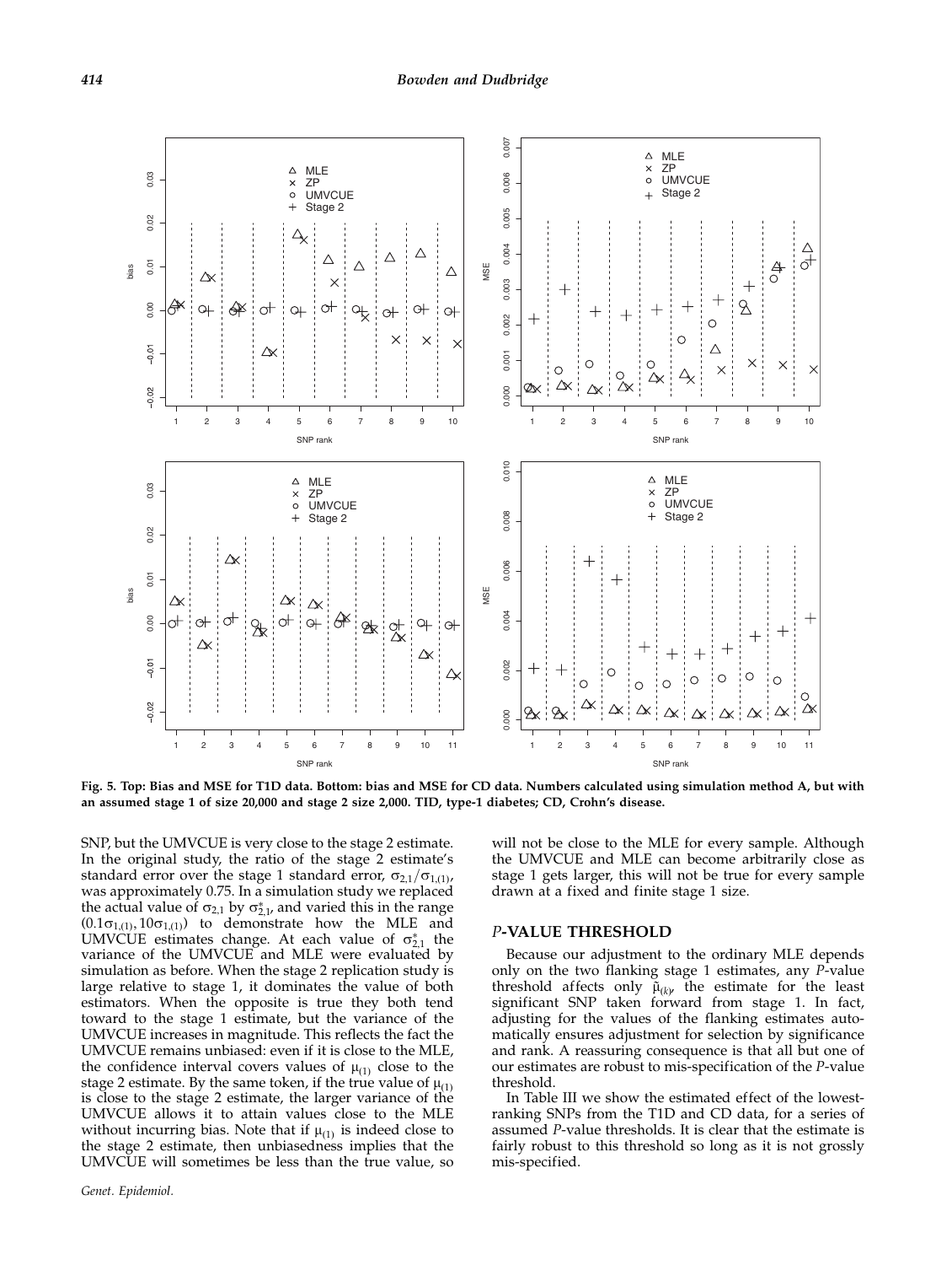Fig. 5. Top: Bias and MSE for T1D data. Bottom: bias and MSE for CD data. Numbers calculated using simulation method A, but with an assumed stage 1 of size 20,000 and stage 2 size 2,000. TID, type-1 diabetes; CD, Crohn's disease.

SNP, but the UMVCUE is very close to the stage 2 estimate. In the original study, the ratio of the stage 2 estimate's standard error over the stage 1 standard error, $\sigma_{2,1}/\sigma_{1,(1)}$, was approximately 0.75. In a simulation study we replaced the actual value of $\sigma_{2,1}$ by $\sigma^{*}_{2,1}$, and varied this in the range $(0.1\sigma_{1,(1)}, 10\sigma_{1,(1)})$ to demonstrate how the MLE and UMVCUE estimates change. At each value of $\sigma^{*}_{2,1}$ the variance of the UMVCUE and MLE were evaluated by simulation as before. When the stage 2 replication study is large relative to stage 1, it dominates the value of both estimators. When the opposite is true they both tend toward to the stage 1 estimate, but the variance of the UMVCUE increases in magnitude. This reflects the fact the UMVCUE remains unbiased: even if it is close to the MLE, the confidence interval covers values of $\mu_{(1)}$ close to the stage 2 estimate. By the same token, if the true value of $\mu_{(1)}$ is close to the stage 2 estimate, the larger variance of the UMVCUE allows it to attain values close to the MLE without incurring bias. Note that if $\mu_{(1)}$ is indeed close to the stage 2 estimate, then unbiasedness implies that the UMVCUE will sometimes be less than the true value, so will not be close to the MLE for every sample. Although the UMVCUE and MLE can become arbitrarily close as stage 1 gets larger, this will not be true for every sample drawn at a fixed and finite stage 1 size.

## *P*-VALUE THRESHOLD

Because our adjustment to the ordinary MLE depends only on the two flanking stage 1 estimates, any *P*-value threshold affects only $\tilde{\mu}_{(k)}$, the estimate for the least significant SNP taken forward from stage 1. In fact, adjusting for the values of the flanking estimates automatically ensures adjustment for selection by significance and rank. A reassuring consequence is that all but one of our estimates are robust to mis-specification of the *P*-value threshold.

In Table III we show the estimated effect of the lowest-ranking SNPs from the T1D and CD data, for a series of assumed *P*-value thresholds. It is clear that the estimate is fairly robust to this threshold so long as it is not grossly mis-specified.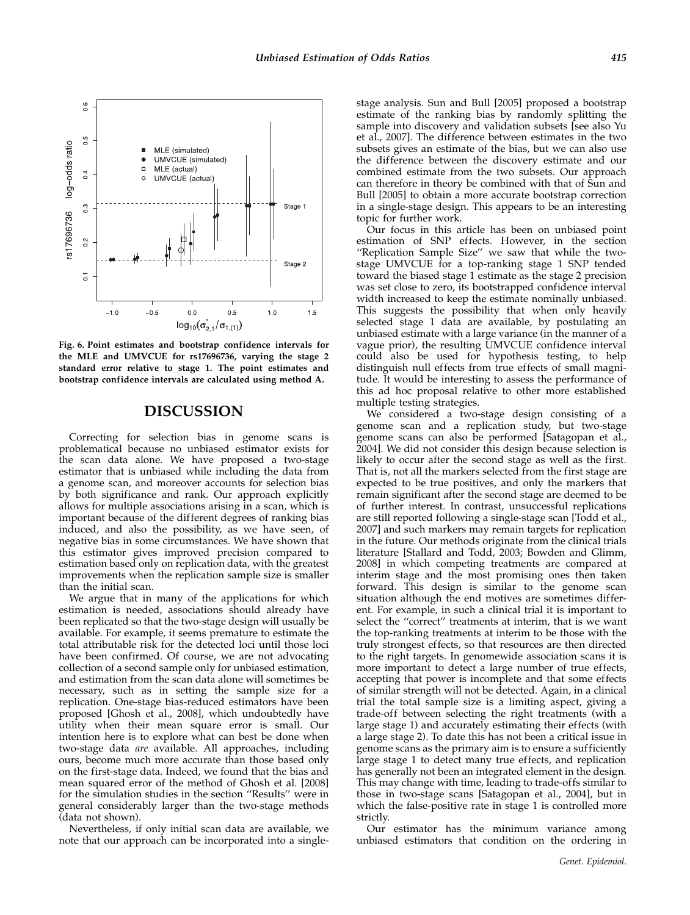Fig. 6. Point estimates and bootstrap confidence intervals for the MLE and UMVCUE for rs17696736, varying the stage 2 standard error relative to stage 1. The point estimates and bootstrap confidence intervals are calculated using method A.

## DISCUSSION

Correcting for selection bias in genome scans is problematical because no unbiased estimator exists for the scan data alone. We have proposed a two-stage estimator that is unbiased while including the data from a genome scan, and moreover accounts for selection bias by both significance and rank. Our approach explicitly allows for multiple associations arising in a scan, which is important because of the different degrees of ranking bias induced, and also the possibility, as we have seen, of negative bias in some circumstances. We have shown that this estimator gives improved precision compared to estimation based only on replication data, with the greatest improvements when the replication sample size is smaller than the initial scan.

We argue that in many of the applications for which estimation is needed, associations should already have been replicated so that the two-stage design will usually be available. For example, it seems premature to estimate the total attributable risk for the detected loci until those loci have been confirmed. Of course, we are not advocating collection of a second sample only for unbiased estimation, and estimation from the scan data alone will sometimes be necessary, such as in setting the sample size for a replication. One-stage bias-reduced estimators have been proposed [Ghosh et al., 2008], which undoubtedly have utility when their mean square error is small. Our intention here is to explore what can best be done when two-stage data *are* available. All approaches, including ours, become much more accurate than those based only on the first-stage data. Indeed, we found that the bias and mean squared error of the method of Ghosh et al. [2008] for the simulation studies in the section ''Results'' were in general considerably larger than the two-stage methods (data not shown).

Nevertheless, if only initial scan data are available, we note that our approach can be incorporated into a single-stage analysis. Sun and Bull [2005] proposed a bootstrap estimate of the ranking bias by randomly splitting the sample into discovery and validation subsets [see also Yu et al., 2007]. The difference between estimates in the two subsets gives an estimate of the bias, but we can also use the difference between the discovery estimate and our combined estimate from the two subsets. Our approach can therefore in theory be combined with that of Sun and Bull [2005] to obtain a more accurate bootstrap correction in a single-stage design. This appears to be an interesting topic for further work.

Our focus in this article has been on unbiased point estimation of SNP effects. However, in the section ''Replication Sample Size'' we saw that while the two-stage UMVCUE for a top-ranking stage 1 SNP tended toward the biased stage 1 estimate as the stage 2 precision was set close to zero, its bootstrapped confidence interval width increased to keep the estimate nominally unbiased. This suggests the possibility that when only heavily selected stage 1 data are available, by postulating an unbiased estimate with a large variance (in the manner of a vague prior), the resulting UMVCUE confidence interval could also be used for hypothesis testing, to help distinguish null effects from true effects of small magnitude. It would be interesting to assess the performance of this ad hoc proposal relative to other more established multiple testing strategies.

We considered a two-stage design consisting of a genome scan and a replication study, but two-stage genome scans can also be performed [Satagopan et al., 2004]. We did not consider this design because selection is likely to occur after the second stage as well as the first. That is, not all the markers selected from the first stage are expected to be true positives, and only the markers that remain significant after the second stage are deemed to be of further interest. In contrast, unsuccessful replications are still reported following a single-stage scan [Todd et al., 2007] and such markers may remain targets for replication in the future. Our methods originate from the clinical trials literature [Stallard and Todd, 2003; Bowden and Glimm, 2008] in which competing treatments are compared at interim stage and the most promising ones then taken forward. This design is similar to the genome scan situation although the end motives are sometimes different. For example, in such a clinical trial it is important to select the ''correct'' treatments at interim, that is we want the top-ranking treatments at interim to be those with the truly strongest effects, so that resources are then directed to the right targets. In genomewide association scans it is more important to detect a large number of true effects, accepting that power is incomplete and that some effects of similar strength will not be detected. Again, in a clinical trial the total sample size is a limiting aspect, giving a trade-off between selecting the right treatments (with a large stage 1) and accurately estimating their effects (with a large stage 2). To date this has not been a critical issue in genome scans as the primary aim is to ensure a sufficiently large stage 1 to detect many true effects, and replication has generally not been an integrated element in the design. This may change with time, leading to trade-offs similar to those in two-stage scans [Satagopan et al., 2004], but in which the false-positive rate in stage 1 is controlled more strictly.

Our estimator has the minimum variance among unbiased estimators that condition on the ordering in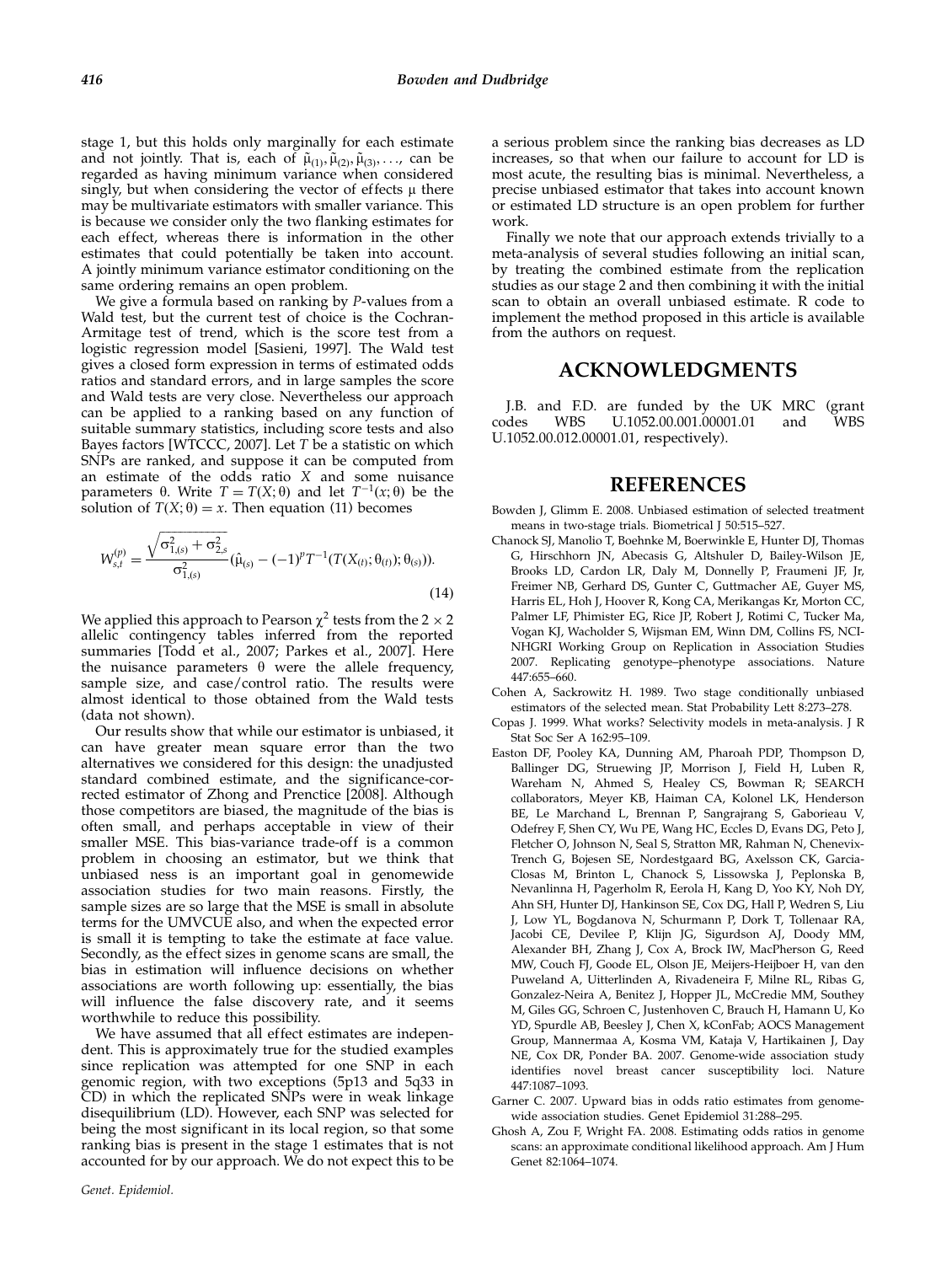stage 1, but this holds only marginally for each estimate and not jointly. That is, each of $\tilde{\mu}_{(1)}, \tilde{\mu}_{(2)}, \tilde{\mu}_{(3)}, \ldots,$ can be regarded as having minimum variance when considered singly, but when considering the vector of effects $\mu$ there may be multivariate estimators with smaller variance. This is because we consider only the two flanking estimates for each effect, whereas there is information in the other estimates that could potentially be taken into account. A jointly minimum variance estimator conditioning on the same ordering remains an open problem.

We give a formula based on ranking by *P*-values from a Wald test, but the current test of choice is the Cochran-Armitage test of trend, which is the score test from a logistic regression model [Sasieni, 1997]. The Wald test gives a closed form expression in terms of estimated odds ratios and standard errors, and in large samples the score and Wald tests are very close. Nevertheless our approach can be applied to a ranking based on any function of suitable summary statistics, including score tests and also Bayes factors [WTCCC, 2007]. Let $T$ be a statistic on which SNPs are ranked, and suppose it can be computed from an estimate of the odds ratio $X$ and some nuisance parameters $\theta$. Write $T = T(X; \theta)$ and let $T^{-1}(x; \theta)$ be the solution of $T(X; \theta) = x$. Then equation (11) becomes

$$W_{s,t}^{(p)} = \frac{\sqrt{\sigma_{1,(s)}^2 + \sigma_{2,s}^2}}{\sigma_{1,(s)}^2}(\hat{\mu}_{(s)} - (-1)^p T^{-1}(T(X_{(t)}; \theta_{(t)}); \theta_{(s)})). \tag{14}$$

We applied this approach to Pearson $\chi^2$ tests from the $2 \times 2$ allelic contingency tables inferred from the reported summaries [Todd et al., 2007; Parkes et al., 2007]. Here the nuisance parameters $\theta$ were the allele frequency, sample size, and case/control ratio. The results were almost identical to those obtained from the Wald tests (data not shown).

Our results show that while our estimator is unbiased, it can have greater mean square error than the two alternatives we considered for this design: the unadjusted standard combined estimate, and the significance-corrected estimator of Zhong and Prenctice [2008]. Although those competitors are biased, the magnitude of the bias is often small, and perhaps acceptable in view of their smaller MSE. This bias-variance trade-off is a common problem in choosing an estimator, but we think that unbiased ness is an important goal in genomewide association studies for two main reasons. Firstly, the sample sizes are so large that the MSE is small in absolute terms for the UMVCUE also, and when the expected error is small it is tempting to take the estimate at face value. Secondly, as the effect sizes in genome scans are small, the bias in estimation will influence decisions on whether associations are worth following up: essentially, the bias will influence the false discovery rate, and it seems worthwhile to reduce this possibility.

We have assumed that all effect estimates are independent. This is approximately true for the studied examples since replication was attempted for one SNP in each genomic region, with two exceptions (5p13 and 5q33 in CD) in which the replicated SNPs were in weak linkage disequilibrium (LD). However, each SNP was selected for being the most significant in its local region, so that some ranking bias is present in the stage 1 estimates that is not accounted for by our approach. We do not expect this to be a serious problem since the ranking bias decreases as LD increases, so that when our failure to account for LD is most acute, the resulting bias is minimal. Nevertheless, a precise unbiased estimator that takes into account known or estimated LD structure is an open problem for further work.

Finally we note that our approach extends trivially to a meta-analysis of several studies following an initial scan, by treating the combined estimate from the replication studies as our stage 2 and then combining it with the initial scan to obtain an overall unbiased estimate. R code to implement the method proposed in this article is available from the authors on request.

## ACKNOWLEDGMENTS

J.B. and F.D. are funded by the UK MRC (grant codes WBS U.1052.00.001.00001.01 and WBS U.1052.00.012.00001.01, respectively).

## REFERENCES

Bowden J, Glimm E. 2008. Unbiased estimation of selected treatment means in two-stage trials. Biometrical J 50:515–527.

Chanock SJ, Manolio T, Boehnke M, Boerwinkle E, Hunter DJ, Thomas G, Hirschhorn JN, Abecasis G, Altshuler D, Bailey-Wilson JE, Brooks LD, Cardon LR, Daly M, Donnelly P, Fraumeni JF, Jr, Freimer NB, Gerhard DS, Gunter C, Guttmacher AE, Guyer MS, Harris EL, Hoh J, Hoover R, Kong CA, Merikangas Kr, Morton CC, Palmer LF, Phimister EG, Rice JP, Robert J, Rotimi C, Tucker Ma, Vogan KJ, Wacholder S, Wijsman EM, Winn DM, Collins FS, NCI-NHGRI Working Group on Replication in Association Studies 2007. Replicating genotype–phenotype associations. Nature 447:655–660.

Cohen A, Sackrowitz H. 1989. Two stage conditionally unbiased estimators of the selected mean. Stat Probability Lett 8:273–278.

Copas J. 1999. What works? Selectivity models in meta-analysis. J R Stat Soc Ser A 162:95–109.

Easton DF, Pooley KA, Dunning AM, Pharoah PDP, Thompson D, Ballinger DG, Struewing JP, Morrison J, Field H, Luben R, Wareham N, Ahmed S, Healey CS, Bowman R; SEARCH collaborators, Meyer KB, Haiman CA, Kolonel LK, Henderson BE, Le Marchand L, Brennan P, Sangrajrang S, Gaborieau V, Odefrey F, Shen CY, Wu PE, Wang HC, Eccles D, Evans DG, Peto J, Fletcher O, Johnson N, Seal S, Stratton MR, Rahman N, Chenevix-Trench G, Bojesen SE, Nordestgaard BG, Axelsson CK, Garcia-Closas M, Brinton L, Chanock S, Lissowska J, Peplonska B, Nevanlinna H, Pagerholm R, Eerola H, Kang D, Yoo KY, Noh DY, Ahn SH, Hunter DJ, Hankinson SE, Cox DG, Hall P, Wedren S, Liu J, Low YL, Bogdanova N, Schurmann P, Dork T, Tollenaar RA, Jacobi CE, Devilee P, Klijn JG, Sigurdson AJ, Doody MM, Alexander BH, Zhang J, Cox A, Brock IW, MacPherson G, Reed MW, Couch FJ, Goode EL, Olson JE, Meijers-Heijboer H, van den Puweland A, Uitterlinden A, Rivadeneira F, Milne RL, Ribas G, Gonzalez-Neira A, Benitez J, Hopper JL, McCredie MM, Southey M, Giles GG, Schroen C, Justenhoven C, Brauch H, Hamann U, Ko YD, Spurdle AB, Beesley J, Chen X, kConFab; AOCS Management Group, Mannermaa A, Kosma VM, Kataja V, Hartikainen J, Day NE, Cox DR, Ponder BA. 2007. Genome-wide association study identifies novel breast cancer susceptibility loci. Nature 447:1087–1093.

Garner C. 2007. Upward bias in odds ratio estimates from genome-wide association studies. Genet Epidemiol 31:288–295.

Ghosh A, Zou F, Wright FA. 2008. Estimating odds ratios in genome scans: an approximate conditional likelihood approach. Am J Hum Genet 82:1064–1074.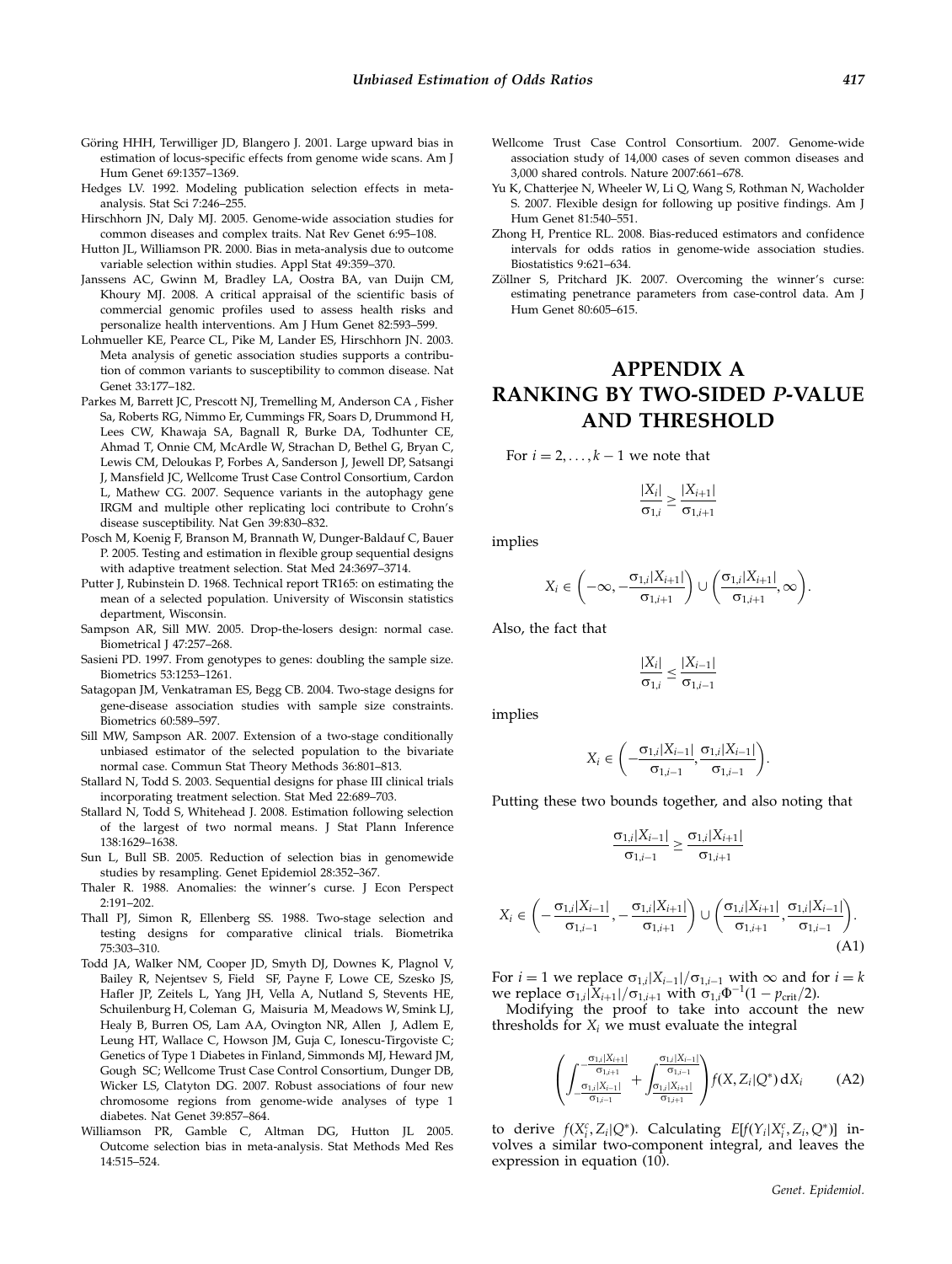Göring HHH, Terwilliger JD, Blangero J. 2001. Large upward bias in estimation of locus-specific effects from genome wide scans. Am J Hum Genet 69:1357–1369.

Hedges LV. 1992. Modeling publication selection effects in meta-analysis. Stat Sci 7:246–255.

Hirschhorn JN, Daly MJ. 2005. Genome-wide association studies for common diseases and complex traits. Nat Rev Genet 6:95–108.

Hutton JL, Williamson PR. 2000. Bias in meta-analysis due to outcome variable selection within studies. Appl Stat 49:359–370.

Janssens AC, Gwinn M, Bradley LA, Oostra BA, van Duijn CM, Khoury MJ. 2008. A critical appraisal of the scientific basis of commercial genomic profiles used to assess health risks and personalize health interventions. Am J Hum Genet 82:593–599.

Lohmueller KE, Pearce CL, Pike M, Lander ES, Hirschhorn JN. 2003. Meta analysis of genetic association studies supports a contribution of common variants to susceptibility to common disease. Nat Genet 33:177–182.

Parkes M, Barrett JC, Prescott NJ, Tremelling M, Anderson CA , Fisher Sa, Roberts RG, Nimmo Er, Cummings FR, Soars D, Drummond H, Lees CW, Khawaja SA, Bagnall R, Burke DA, Todhunter CE, Ahmad T, Onnie CM, McArdle W, Strachan D, Bethel G, Bryan C, Lewis CM, Deloukas P, Forbes A, Sanderson J, Jewell DP, Satsangi J, Mansfield JC, Wellcome Trust Case Control Consortium, Cardon L, Mathew CG. 2007. Sequence variants in the autophagy gene IRGM and multiple other replicating loci contribute to Crohn's disease susceptibility. Nat Gen 39:830–832.

Posch M, Koenig F, Branson M, Brannath W, Dunger-Baldauf C, Bauer P. 2005. Testing and estimation in flexible group sequential designs with adaptive treatment selection. Stat Med 24:3697–3714.

Putter J, Rubinstein D. 1968. Technical report TR165: on estimating the mean of a selected population. University of Wisconsin statistics department, Wisconsin.

Sampson AR, Sill MW. 2005. Drop-the-losers design: normal case. Biometrical J 47:257–268.

Sasieni PD. 1997. From genotypes to genes: doubling the sample size. Biometrics 53:1253–1261.

Satagopan JM, Venkatraman ES, Begg CB. 2004. Two-stage designs for gene-disease association studies with sample size constraints. Biometrics 60:589–597.

Sill MW, Sampson AR. 2007. Extension of a two-stage conditionally unbiased estimator of the selected population to the bivariate normal case. Commun Stat Theory Methods 36:801–813.

Stallard N, Todd S. 2003. Sequential designs for phase III clinical trials incorporating treatment selection. Stat Med 22:689–703.

Stallard N, Todd S, Whitehead J. 2008. Estimation following selection of the largest of two normal means. J Stat Plann Inference 138:1629–1638.

Sun L, Bull SB. 2005. Reduction of selection bias in genomewide studies by resampling. Genet Epidemiol 28:352–367.

Thaler R. 1988. Anomalies: the winner's curse. J Econ Perspect 2:191–202.

Thall PJ, Simon R, Ellenberg SS. 1988. Two-stage selection and testing designs for comparative clinical trials. Biometrika 75:303–310.

Todd JA, Walker NM, Cooper JD, Smyth DJ, Downes K, Plagnol V, Bailey R, Nejentsev S, Field SF, Payne F, Lowe CE, Szesko JS, Hafler JP, Zeitels L, Yang JH, Vella A, Nutland S, Stevents HE, Schuilenburg H, Coleman G, Maisuria M, Meadows W, Smink LJ, Healy B, Burren OS, Lam AA, Ovington NR, Allen J, Adlem E, Leung HT, Wallace C, Howson JM, Guja C, Ionescu-Tirgoviste C; Genetics of Type 1 Diabetes in Finland, Simmonds MJ, Heward JM, Gough SC; Wellcome Trust Case Control Consortium, Dunger DB, Wicker LS, Clatyton DG. 2007. Robust associations of four new chromosome regions from genome-wide analyses of type 1 diabetes. Nat Genet 39:857–864.

Williamson PR, Gamble C, Altman DG, Hutton JL 2005. Outcome selection bias in meta-analysis. Stat Methods Med Res 14:515–524.

Wellcome Trust Case Control Consortium. 2007. Genome-wide association study of 14,000 cases of seven common diseases and 3,000 shared controls. Nature 2007:661–678.

Yu K, Chatterjee N, Wheeler W, Li Q, Wang S, Rothman N, Wacholder S. 2007. Flexible design for following up positive findings. Am J Hum Genet 81:540–551.

Zhong H, Prentice RL. 2008. Bias-reduced estimators and confidence intervals for odds ratios in genome-wide association studies. Biostatistics 9:621–634.

Zöllner S, Pritchard JK. 2007. Overcoming the winner's curse: estimating penetrance parameters from case-control data. Am J Hum Genet 80:605–615.

# APPENDIX A RANKING BY TWO-SIDED *P*-VALUE AND THRESHOLD

For $i = 2, \ldots, k-1$ we note that

$$\frac{|X_i|}{\sigma_{1,i}} \geq \frac{|X_{i+1}|}{\sigma_{1,i+1}}$$

implies

$$X_i \in \left(-\infty, -\frac{\sigma_{1,i}|X_{i+1}|}{\sigma_{1,i+1}}\right) \cup \left(\frac{\sigma_{1,i}|X_{i+1}|}{\sigma_{1,i+1}}, \infty\right).$$

Also, the fact that

$$\frac{|X_i|}{\sigma_{1,i}} \leq \frac{|X_{i-1}|}{\sigma_{1,i-1}}$$

implies

$$X_i \in \left(-\frac{\sigma_{1,i}|X_{i-1}|}{\sigma_{1,i-1}}, \frac{\sigma_{1,i}|X_{i-1}|}{\sigma_{1,i-1}}\right).$$

Putting these two bounds together, and also noting that

$$\frac{\sigma_{1,i}|X_{i-1}|}{\sigma_{1,i-1}} \geq \frac{\sigma_{1,i}|X_{i+1}|}{\sigma_{1,i+1}}$$

$$X_i \in \left(-\frac{\sigma_{1,i}|X_{i-1}|}{\sigma_{1,i-1}}, -\frac{\sigma_{1,i}|X_{i+1}|}{\sigma_{1,i+1}}\right) \cup \left(\frac{\sigma_{1,i}|X_{i+1}|}{\sigma_{1,i+1}}, \frac{\sigma_{1,i}|X_{i-1}|}{\sigma_{1,i-1}}\right). \tag{A1}$$

For $i = 1$ we replace $\sigma_{1,i}|X_{i-1}|/\sigma_{1,i-1}$ with $\infty$ and for $i = k$ we replace $\sigma_{1,i}|X_{i+1}|/\sigma_{1,i+1}$ with $\sigma_{1,i}\Phi^{-1}(1 - p_{\text{crit}}/2)$.

Modifying the proof to take into account the new thresholds for $X_i$ we must evaluate the integral

$$\left(\int_{-\frac{\sigma_{1,i}|X_{i-1}|}{\sigma_{1,i-1}}}^{-\frac{\sigma_{1,i}|X_{i+1}|}{\sigma_{1,i+1}}} + \int_{\frac{\sigma_{1,i}|X_{i+1}|}{\sigma_{1,i+1}}}^{\frac{\sigma_{1,i}|X_{i-1}|}{\sigma_{1,i-1}}}\right) f(X, Z_i|Q^*)\, \mathrm{d}X_i \tag{A2}$$

to derive $f(X_i^c, Z_i|Q^*)$. Calculating $E[f(Y_i|X_i^c, Z_i, Q^*)]$ involves a similar two-component integral, and leaves the expression in equation (10).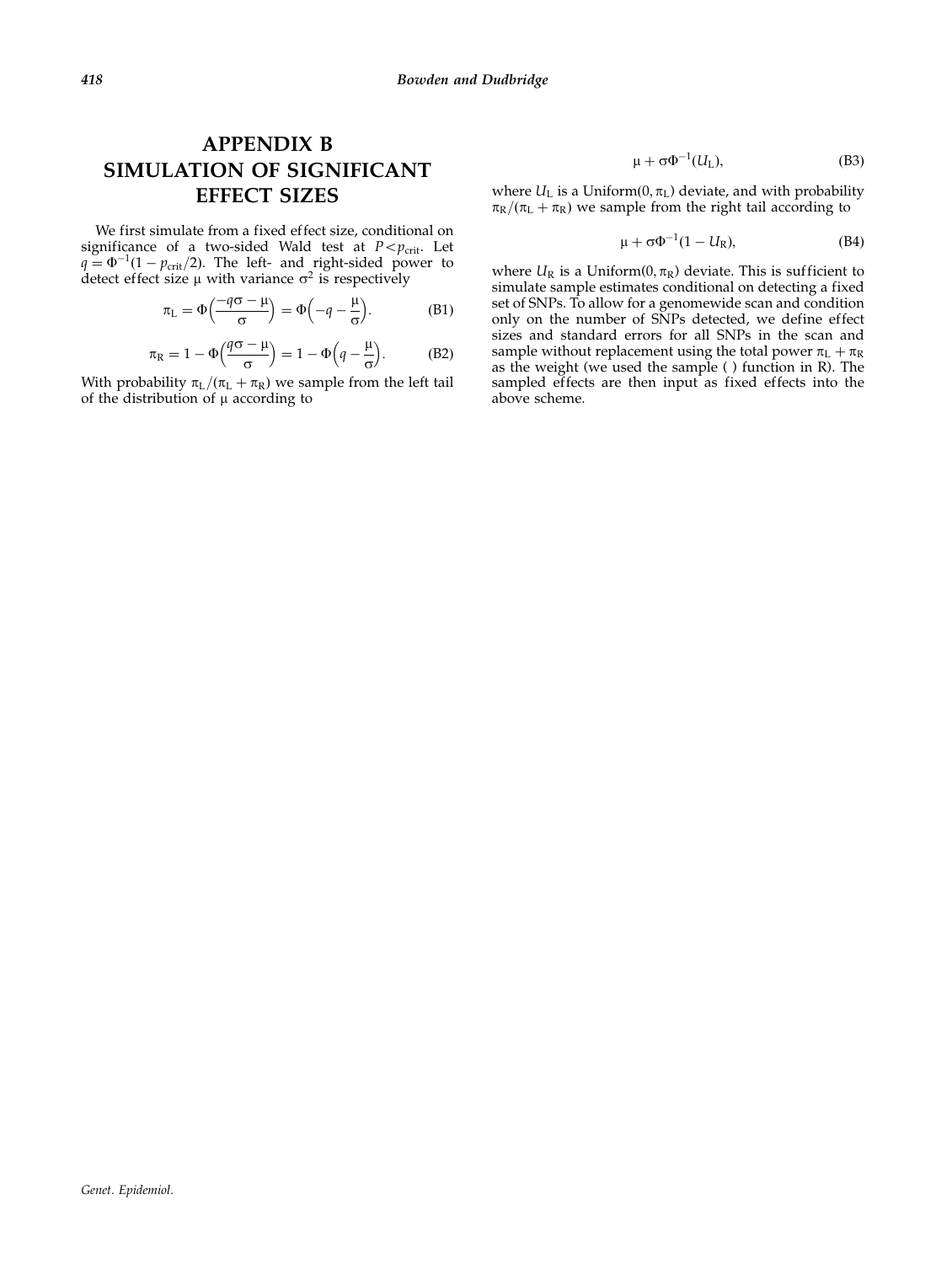# APPENDIX B SIMULATION OF SIGNIFICANT EFFECT SIZES

We first simulate from a fixed effect size, conditional on significance of a two-sided Wald test at $P < p_{\text{crit}}$. Let $q = \Phi^{-1}(1 - p_{\text{crit}}/2)$. The left- and right-sided power to detect effect size $\mu$ with variance $\sigma^2$ is respectively

$$\pi_{\text{L}} = \Phi\left(\frac{-q\sigma - \mu}{\sigma}\right) = \Phi\left(-q - \frac{\mu}{\sigma}\right). \tag{B1}$$

$$\pi_{\text{R}} = 1 - \Phi\left(\frac{q\sigma - \mu}{\sigma}\right) = 1 - \Phi\left(q - \frac{\mu}{\sigma}\right). \tag{B2}$$

With probability $\pi_{\text{L}}/(\pi_{\text{L}} + \pi_{\text{R}})$ we sample from the left tail of the distribution of $\mu$ according to

$$\mu + \sigma\Phi^{-1}(U_{\text{L}}), \tag{B3}$$

where $U_{\text{L}}$ is a Uniform$(0, \pi_{\text{L}})$ deviate, and with probability $\pi_{\text{R}}/(\pi_{\text{L}} + \pi_{\text{R}})$ we sample from the right tail according to

$$\mu + \sigma\Phi^{-1}(1 - U_{\text{R}}), \tag{B4}$$

where $U_{\text{R}}$ is a Uniform$(0, \pi_{\text{R}})$ deviate. This is sufficient to simulate sample estimates conditional on detecting a fixed set of SNPs. To allow for a genomewide scan and condition only on the number of SNPs detected, we define effect sizes and standard errors for all SNPs in the scan and sample without replacement using the total power $\pi_{\text{L}} + \pi_{\text{R}}$ as the weight (we used the sample ( ) function in R). The sampled effects are then input as fixed effects into the above scheme.